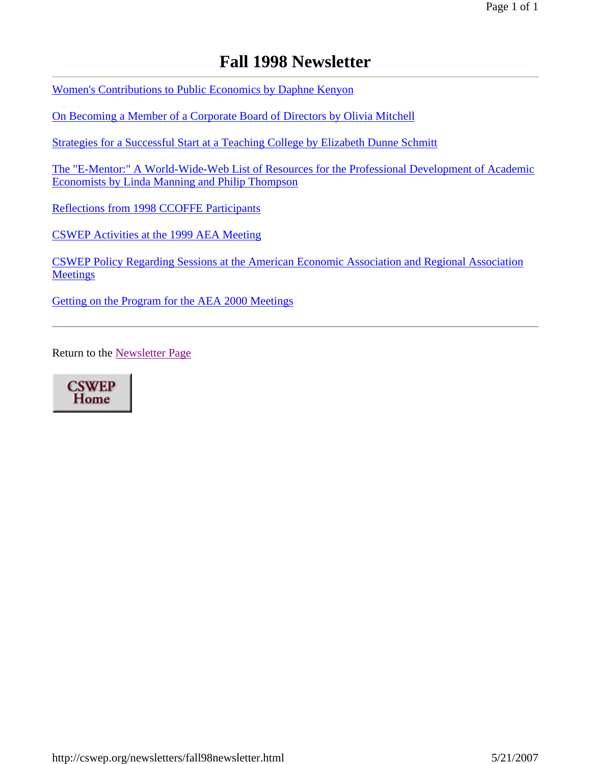# Fall 1998 Newsletter

Women's Contributions to Public Economics by Daphne Kenyon

On Becoming a Member of a Corporate Board of Directors by Olivia Mitchell

Strategies for a Successful Start at a Teaching College by Elizabeth Dunne Schmitt

The "E-Mentor:" A World-Wide-Web List of Resources for the Professional Development of Academic Economists by Linda Manning and Philip Thompson

Reflections from 1998 CCOFFE Participants

CSWEP Activities at the 1999 AEA Meeting

CSWEP Policy Regarding Sessions at the American Economic Association and Regional Association Meetings

Getting on the Program for the AEA 2000 Meetings

---

Return to the Newsletter Page

CSWEP Home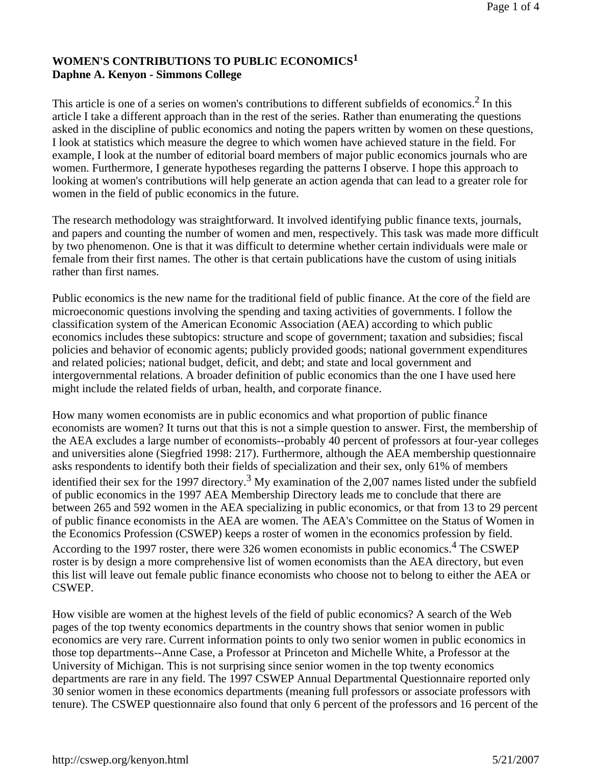**WOMEN'S CONTRIBUTIONS TO PUBLIC ECONOMICS[1]**
**Daphne A. Kenyon - Simmons College**

This article is one of a series on women's contributions to different subfields of economics.[2] In this article I take a different approach than in the rest of the series. Rather than enumerating the questions asked in the discipline of public economics and noting the papers written by women on these questions, I look at statistics which measure the degree to which women have achieved stature in the field. For example, I look at the number of editorial board members of major public economics journals who are women. Furthermore, I generate hypotheses regarding the patterns I observe. I hope this approach to looking at women's contributions will help generate an action agenda that can lead to a greater role for women in the field of public economics in the future.

The research methodology was straightforward. It involved identifying public finance texts, journals, and papers and counting the number of women and men, respectively. This task was made more difficult by two phenomenon. One is that it was difficult to determine whether certain individuals were male or female from their first names. The other is that certain publications have the custom of using initials rather than first names.

Public economics is the new name for the traditional field of public finance. At the core of the field are microeconomic questions involving the spending and taxing activities of governments. I follow the classification system of the American Economic Association (AEA) according to which public economics includes these subtopics: structure and scope of government; taxation and subsidies; fiscal policies and behavior of economic agents; publicly provided goods; national government expenditures and related policies; national budget, deficit, and debt; and state and local government and intergovernmental relations. A broader definition of public economics than the one I have used here might include the related fields of urban, health, and corporate finance.

How many women economists are in public economics and what proportion of public finance economists are women? It turns out that this is not a simple question to answer. First, the membership of the AEA excludes a large number of economists--probably 40 percent of professors at four-year colleges and universities alone (Siegfried 1998: 217). Furthermore, although the AEA membership questionnaire asks respondents to identify both their fields of specialization and their sex, only 61% of members identified their sex for the 1997 directory.[3] My examination of the 2,007 names listed under the subfield of public economics in the 1997 AEA Membership Directory leads me to conclude that there are between 265 and 592 women in the AEA specializing in public economics, or that from 13 to 29 percent of public finance economists in the AEA are women. The AEA's Committee on the Status of Women in the Economics Profession (CSWEP) keeps a roster of women in the economics profession by field. According to the 1997 roster, there were 326 women economists in public economics.[4] The CSWEP roster is by design a more comprehensive list of women economists than the AEA directory, but even this list will leave out female public finance economists who choose not to belong to either the AEA or CSWEP.

How visible are women at the highest levels of the field of public economics? A search of the Web pages of the top twenty economics departments in the country shows that senior women in public economics are very rare. Current information points to only two senior women in public economics in those top departments--Anne Case, a Professor at Princeton and Michelle White, a Professor at the University of Michigan. This is not surprising since senior women in the top twenty economics departments are rare in any field. The 1997 CSWEP Annual Departmental Questionnaire reported only 30 senior women in these economics departments (meaning full professors or associate professors with tenure). The CSWEP questionnaire also found that only 6 percent of the professors and 16 percent of the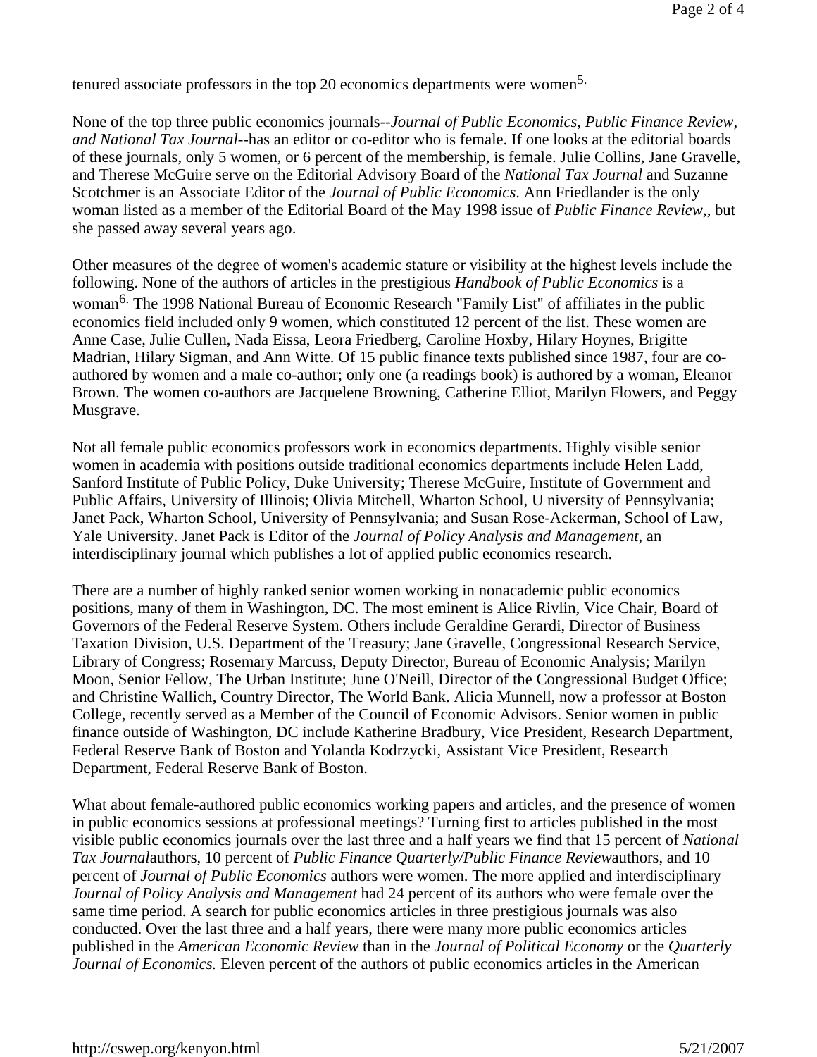tenured associate professors in the top 20 economics departments were women[5].

None of the top three public economics journals--*Journal of Public Economics*, *Public Finance Review*, *and National Tax Journal*--has an editor or co-editor who is female. If one looks at the editorial boards of these journals, only 5 women, or 6 percent of the membership, is female. Julie Collins, Jane Gravelle, and Therese McGuire serve on the Editorial Advisory Board of the *National Tax Journal* and Suzanne Scotchmer is an Associate Editor of the *Journal of Public Economics*. Ann Friedlander is the only woman listed as a member of the Editorial Board of the May 1998 issue of *Public Finance Review*,, but she passed away several years ago.

Other measures of the degree of women's academic stature or visibility at the highest levels include the following. None of the authors of articles in the prestigious *Handbook of Public Economics* is a woman[6]. The 1998 National Bureau of Economic Research "Family List" of affiliates in the public economics field included only 9 women, which constituted 12 percent of the list. These women are Anne Case, Julie Cullen, Nada Eissa, Leora Friedberg, Caroline Hoxby, Hilary Hoynes, Brigitte Madrian, Hilary Sigman, and Ann Witte. Of 15 public finance texts published since 1987, four are co-authored by women and a male co-author; only one (a readings book) is authored by a woman, Eleanor Brown. The women co-authors are Jacquelene Browning, Catherine Elliot, Marilyn Flowers, and Peggy Musgrave.

Not all female public economics professors work in economics departments. Highly visible senior women in academia with positions outside traditional economics departments include Helen Ladd, Sanford Institute of Public Policy, Duke University; Therese McGuire, Institute of Government and Public Affairs, University of Illinois; Olivia Mitchell, Wharton School, U niversity of Pennsylvania; Janet Pack, Wharton School, University of Pennsylvania; and Susan Rose-Ackerman, School of Law, Yale University. Janet Pack is Editor of the *Journal of Policy Analysis and Management*, an interdisciplinary journal which publishes a lot of applied public economics research.

There are a number of highly ranked senior women working in nonacademic public economics positions, many of them in Washington, DC. The most eminent is Alice Rivlin, Vice Chair, Board of Governors of the Federal Reserve System. Others include Geraldine Gerardi, Director of Business Taxation Division, U.S. Department of the Treasury; Jane Gravelle, Congressional Research Service, Library of Congress; Rosemary Marcuss, Deputy Director, Bureau of Economic Analysis; Marilyn Moon, Senior Fellow, The Urban Institute; June O'Neill, Director of the Congressional Budget Office; and Christine Wallich, Country Director, The World Bank. Alicia Munnell, now a professor at Boston College, recently served as a Member of the Council of Economic Advisors. Senior women in public finance outside of Washington, DC include Katherine Bradbury, Vice President, Research Department, Federal Reserve Bank of Boston and Yolanda Kodrzycki, Assistant Vice President, Research Department, Federal Reserve Bank of Boston.

What about female-authored public economics working papers and articles, and the presence of women in public economics sessions at professional meetings? Turning first to articles published in the most visible public economics journals over the last three and a half years we find that 15 percent of *National Tax Journal*authors, 10 percent of *Public Finance Quarterly/Public Finance Review*authors, and 10 percent of *Journal of Public Economics* authors were women. The more applied and interdisciplinary *Journal of Policy Analysis and Management* had 24 percent of its authors who were female over the same time period. A search for public economics articles in three prestigious journals was also conducted. Over the last three and a half years, there were many more public economics articles published in the *American Economic Review* than in the *Journal of Political Economy* or the *Quarterly Journal of Economics.* Eleven percent of the authors of public economics articles in the American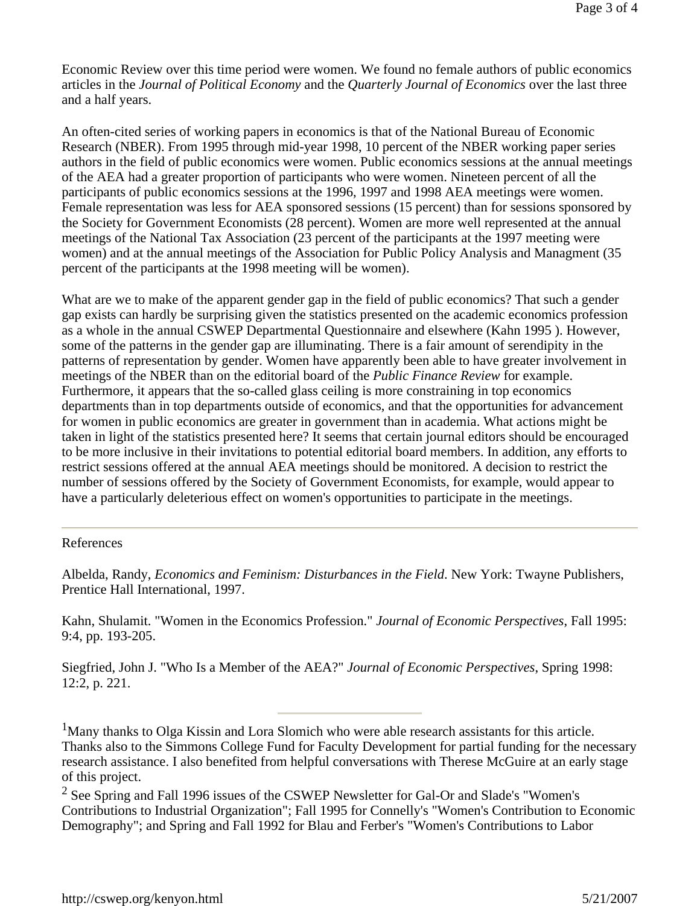Economic Review over this time period were women. We found no female authors of public economics articles in the *Journal of Political Economy* and the *Quarterly Journal of Economics* over the last three and a half years.

An often-cited series of working papers in economics is that of the National Bureau of Economic Research (NBER). From 1995 through mid-year 1998, 10 percent of the NBER working paper series authors in the field of public economics were women. Public economics sessions at the annual meetings of the AEA had a greater proportion of participants who were women. Nineteen percent of all the participants of public economics sessions at the 1996, 1997 and 1998 AEA meetings were women. Female representation was less for AEA sponsored sessions (15 percent) than for sessions sponsored by the Society for Government Economists (28 percent). Women are more well represented at the annual meetings of the National Tax Association (23 percent of the participants at the 1997 meeting were women) and at the annual meetings of the Association for Public Policy Analysis and Managment (35 percent of the participants at the 1998 meeting will be women).

What are we to make of the apparent gender gap in the field of public economics? That such a gender gap exists can hardly be surprising given the statistics presented on the academic economics profession as a whole in the annual CSWEP Departmental Questionnaire and elsewhere (Kahn 1995 ). However, some of the patterns in the gender gap are illuminating. There is a fair amount of serendipity in the patterns of representation by gender. Women have apparently been able to have greater involvement in meetings of the NBER than on the editorial board of the *Public Finance Review* for example. Furthermore, it appears that the so-called glass ceiling is more constraining in top economics departments than in top departments outside of economics, and that the opportunities for advancement for women in public economics are greater in government than in academia. What actions might be taken in light of the statistics presented here? It seems that certain journal editors should be encouraged to be more inclusive in their invitations to potential editorial board members. In addition, any efforts to restrict sessions offered at the annual AEA meetings should be monitored. A decision to restrict the number of sessions offered by the Society of Government Economists, for example, would appear to have a particularly deleterious effect on women's opportunities to participate in the meetings.

---

References

Albelda, Randy, *Economics and Feminism: Disturbances in the Field*. New York: Twayne Publishers, Prentice Hall International, 1997.

Kahn, Shulamit. "Women in the Economics Profession." *Journal of Economic Perspectives*, Fall 1995: 9:4, pp. 193-205.

Siegfried, John J. "Who Is a Member of the AEA?" *Journal of Economic Perspectives*, Spring 1998: 12:2, p. 221.

---

[1]Many thanks to Olga Kissin and Lora Slomich who were able research assistants for this article. Thanks also to the Simmons College Fund for Faculty Development for partial funding for the necessary research assistance. I also benefited from helpful conversations with Therese McGuire at an early stage of this project.

[2] See Spring and Fall 1996 issues of the CSWEP Newsletter for Gal-Or and Slade's "Women's Contributions to Industrial Organization"; Fall 1995 for Connelly's "Women's Contribution to Economic Demography"; and Spring and Fall 1992 for Blau and Ferber's "Women's Contributions to Labor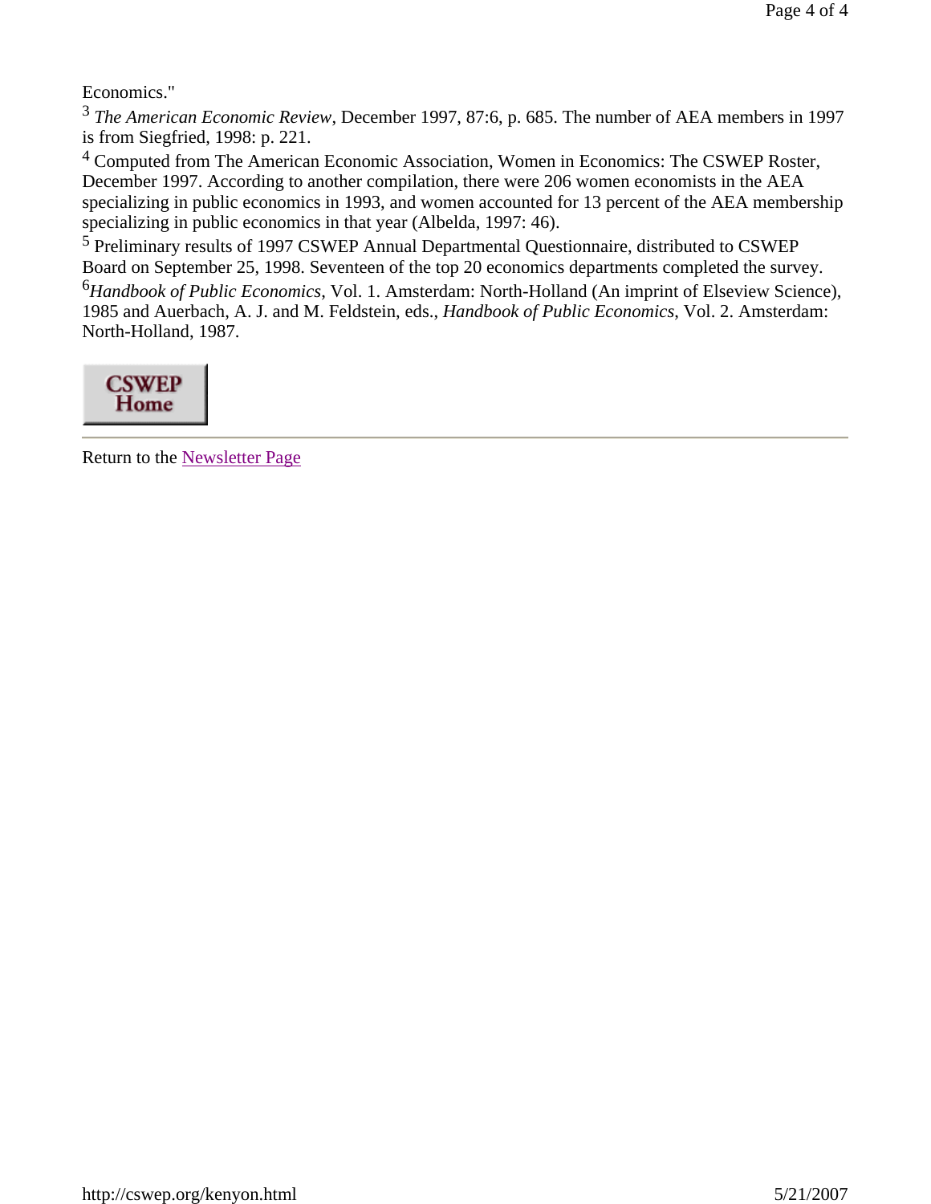Economics."

[3] *The American Economic Review*, December 1997, 87:6, p. 685. The number of AEA members in 1997 is from Siegfried, 1998: p. 221.

[4] Computed from The American Economic Association, Women in Economics: The CSWEP Roster, December 1997. According to another compilation, there were 206 women economists in the AEA specializing in public economics in 1993, and women accounted for 13 percent of the AEA membership specializing in public economics in that year (Albelda, 1997: 46).

[5] Preliminary results of 1997 CSWEP Annual Departmental Questionnaire, distributed to CSWEP Board on September 25, 1998. Seventeen of the top 20 economics departments completed the survey.

[6] *Handbook of Public Economics*, Vol. 1. Amsterdam: North-Holland (An imprint of Elseview Science), 1985 and Auerbach, A. J. and M. Feldstein, eds., *Handbook of Public Economics*, Vol. 2. Amsterdam: North-Holland, 1987.

CSWEP Home

---

Return to the Newsletter Page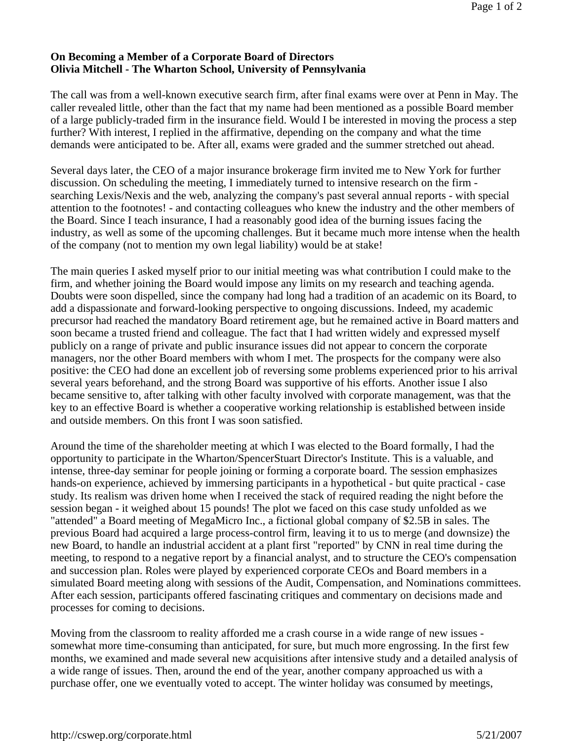**On Becoming a Member of a Corporate Board of Directors**
**Olivia Mitchell - The Wharton School, University of Pennsylvania**

The call was from a well-known executive search firm, after final exams were over at Penn in May. The caller revealed little, other than the fact that my name had been mentioned as a possible Board member of a large publicly-traded firm in the insurance field. Would I be interested in moving the process a step further? With interest, I replied in the affirmative, depending on the company and what the time demands were anticipated to be. After all, exams were graded and the summer stretched out ahead.

Several days later, the CEO of a major insurance brokerage firm invited me to New York for further discussion. On scheduling the meeting, I immediately turned to intensive research on the firm - searching Lexis/Nexis and the web, analyzing the company's past several annual reports - with special attention to the footnotes! - and contacting colleagues who knew the industry and the other members of the Board. Since I teach insurance, I had a reasonably good idea of the burning issues facing the industry, as well as some of the upcoming challenges. But it became much more intense when the health of the company (not to mention my own legal liability) would be at stake!

The main queries I asked myself prior to our initial meeting was what contribution I could make to the firm, and whether joining the Board would impose any limits on my research and teaching agenda. Doubts were soon dispelled, since the company had long had a tradition of an academic on its Board, to add a dispassionate and forward-looking perspective to ongoing discussions. Indeed, my academic precursor had reached the mandatory Board retirement age, but he remained active in Board matters and soon became a trusted friend and colleague. The fact that I had written widely and expressed myself publicly on a range of private and public insurance issues did not appear to concern the corporate managers, nor the other Board members with whom I met. The prospects for the company were also positive: the CEO had done an excellent job of reversing some problems experienced prior to his arrival several years beforehand, and the strong Board was supportive of his efforts. Another issue I also became sensitive to, after talking with other faculty involved with corporate management, was that the key to an effective Board is whether a cooperative working relationship is established between inside and outside members. On this front I was soon satisfied.

Around the time of the shareholder meeting at which I was elected to the Board formally, I had the opportunity to participate in the Wharton/SpencerStuart Director's Institute. This is a valuable, and intense, three-day seminar for people joining or forming a corporate board. The session emphasizes hands-on experience, achieved by immersing participants in a hypothetical - but quite practical - case study. Its realism was driven home when I received the stack of required reading the night before the session began - it weighed about 15 pounds! The plot we faced on this case study unfolded as we "attended" a Board meeting of MegaMicro Inc., a fictional global company of $2.5B in sales. The previous Board had acquired a large process-control firm, leaving it to us to merge (and downsize) the new Board, to handle an industrial accident at a plant first "reported" by CNN in real time during the meeting, to respond to a negative report by a financial analyst, and to structure the CEO's compensation and succession plan. Roles were played by experienced corporate CEOs and Board members in a simulated Board meeting along with sessions of the Audit, Compensation, and Nominations committees. After each session, participants offered fascinating critiques and commentary on decisions made and processes for coming to decisions.

Moving from the classroom to reality afforded me a crash course in a wide range of new issues - somewhat more time-consuming than anticipated, for sure, but much more engrossing. In the first few months, we examined and made several new acquisitions after intensive study and a detailed analysis of a wide range of issues. Then, around the end of the year, another company approached us with a purchase offer, one we eventually voted to accept. The winter holiday was consumed by meetings,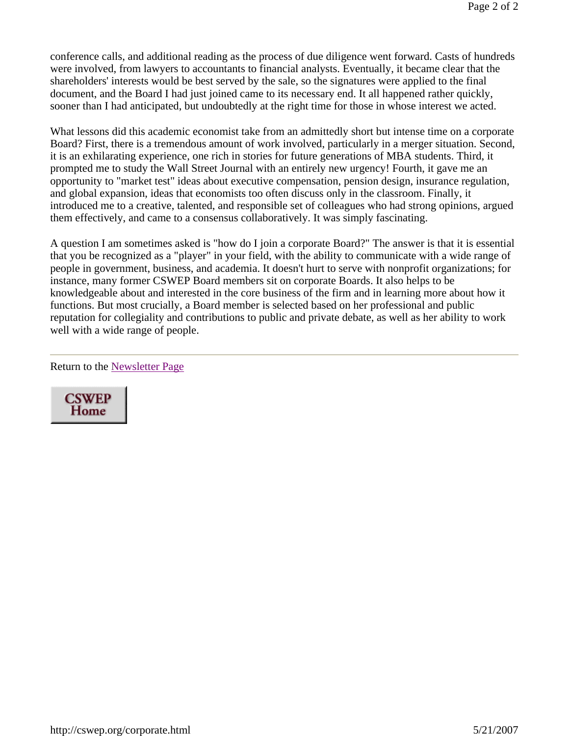conference calls, and additional reading as the process of due diligence went forward. Casts of hundreds were involved, from lawyers to accountants to financial analysts. Eventually, it became clear that the shareholders' interests would be best served by the sale, so the signatures were applied to the final document, and the Board I had just joined came to its necessary end. It all happened rather quickly, sooner than I had anticipated, but undoubtedly at the right time for those in whose interest we acted.

What lessons did this academic economist take from an admittedly short but intense time on a corporate Board? First, there is a tremendous amount of work involved, particularly in a merger situation. Second, it is an exhilarating experience, one rich in stories for future generations of MBA students. Third, it prompted me to study the Wall Street Journal with an entirely new urgency! Fourth, it gave me an opportunity to "market test" ideas about executive compensation, pension design, insurance regulation, and global expansion, ideas that economists too often discuss only in the classroom. Finally, it introduced me to a creative, talented, and responsible set of colleagues who had strong opinions, argued them effectively, and came to a consensus collaboratively. It was simply fascinating.

A question I am sometimes asked is "how do I join a corporate Board?" The answer is that it is essential that you be recognized as a "player" in your field, with the ability to communicate with a wide range of people in government, business, and academia. It doesn't hurt to serve with nonprofit organizations; for instance, many former CSWEP Board members sit on corporate Boards. It also helps to be knowledgeable about and interested in the core business of the firm and in learning more about how it functions. But most crucially, a Board member is selected based on her professional and public reputation for collegiality and contributions to public and private debate, as well as her ability to work well with a wide range of people.

---

Return to the Newsletter Page

CSWEP Home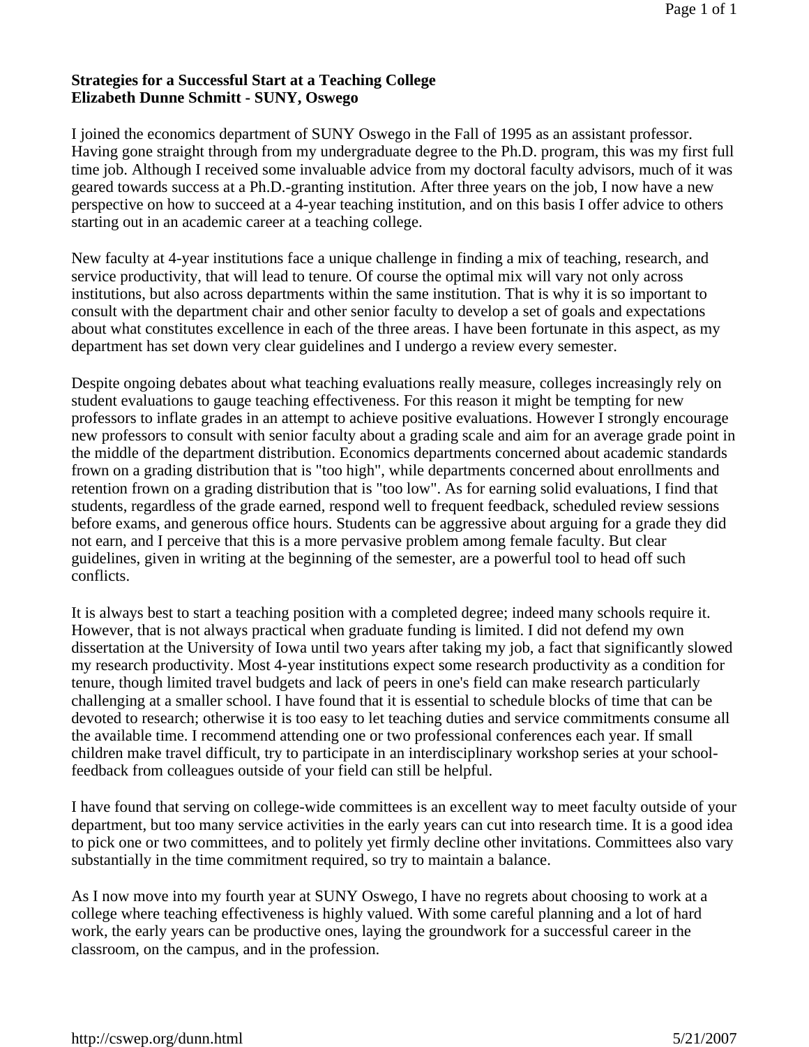**Strategies for a Successful Start at a Teaching College**
**Elizabeth Dunne Schmitt - SUNY, Oswego**

I joined the economics department of SUNY Oswego in the Fall of 1995 as an assistant professor. Having gone straight through from my undergraduate degree to the Ph.D. program, this was my first full time job. Although I received some invaluable advice from my doctoral faculty advisors, much of it was geared towards success at a Ph.D.-granting institution. After three years on the job, I now have a new perspective on how to succeed at a 4-year teaching institution, and on this basis I offer advice to others starting out in an academic career at a teaching college.

New faculty at 4-year institutions face a unique challenge in finding a mix of teaching, research, and service productivity, that will lead to tenure. Of course the optimal mix will vary not only across institutions, but also across departments within the same institution. That is why it is so important to consult with the department chair and other senior faculty to develop a set of goals and expectations about what constitutes excellence in each of the three areas. I have been fortunate in this aspect, as my department has set down very clear guidelines and I undergo a review every semester.

Despite ongoing debates about what teaching evaluations really measure, colleges increasingly rely on student evaluations to gauge teaching effectiveness. For this reason it might be tempting for new professors to inflate grades in an attempt to achieve positive evaluations. However I strongly encourage new professors to consult with senior faculty about a grading scale and aim for an average grade point in the middle of the department distribution. Economics departments concerned about academic standards frown on a grading distribution that is "too high", while departments concerned about enrollments and retention frown on a grading distribution that is "too low". As for earning solid evaluations, I find that students, regardless of the grade earned, respond well to frequent feedback, scheduled review sessions before exams, and generous office hours. Students can be aggressive about arguing for a grade they did not earn, and I perceive that this is a more pervasive problem among female faculty. But clear guidelines, given in writing at the beginning of the semester, are a powerful tool to head off such conflicts.

It is always best to start a teaching position with a completed degree; indeed many schools require it. However, that is not always practical when graduate funding is limited. I did not defend my own dissertation at the University of Iowa until two years after taking my job, a fact that significantly slowed my research productivity. Most 4-year institutions expect some research productivity as a condition for tenure, though limited travel budgets and lack of peers in one's field can make research particularly challenging at a smaller school. I have found that it is essential to schedule blocks of time that can be devoted to research; otherwise it is too easy to let teaching duties and service commitments consume all the available time. I recommend attending one or two professional conferences each year. If small children make travel difficult, try to participate in an interdisciplinary workshop series at your school-feedback from colleagues outside of your field can still be helpful.

I have found that serving on college-wide committees is an excellent way to meet faculty outside of your department, but too many service activities in the early years can cut into research time. It is a good idea to pick one or two committees, and to politely yet firmly decline other invitations. Committees also vary substantially in the time commitment required, so try to maintain a balance.

As I now move into my fourth year at SUNY Oswego, I have no regrets about choosing to work at a college where teaching effectiveness is highly valued. With some careful planning and a lot of hard work, the early years can be productive ones, laying the groundwork for a successful career in the classroom, on the campus, and in the profession.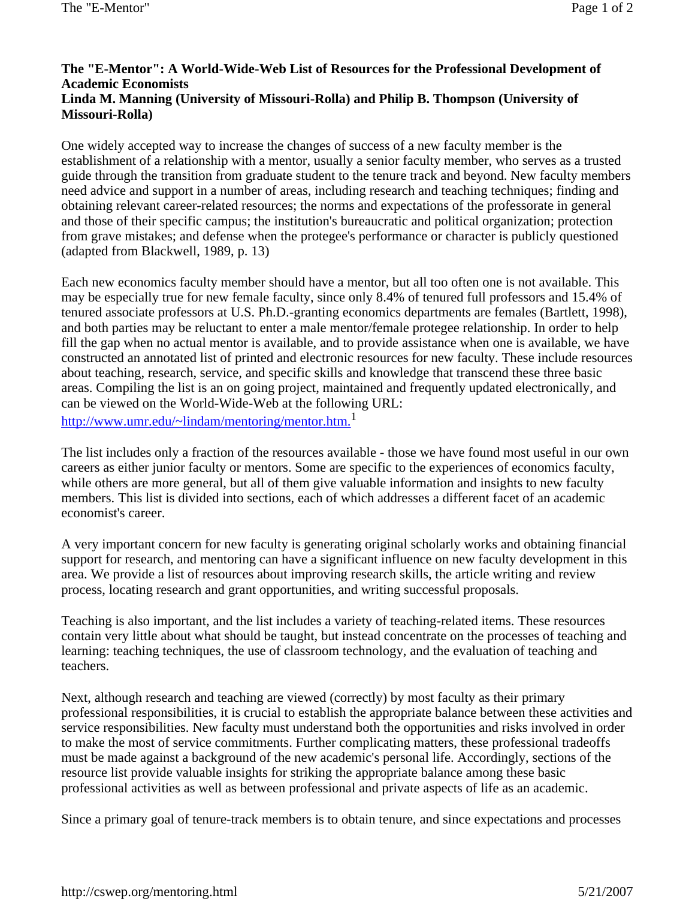**The "E-Mentor": A World-Wide-Web List of Resources for the Professional Development of Academic Economists**
**Linda M. Manning (University of Missouri-Rolla) and Philip B. Thompson (University of Missouri-Rolla)**

One widely accepted way to increase the changes of success of a new faculty member is the establishment of a relationship with a mentor, usually a senior faculty member, who serves as a trusted guide through the transition from graduate student to the tenure track and beyond. New faculty members need advice and support in a number of areas, including research and teaching techniques; finding and obtaining relevant career-related resources; the norms and expectations of the professorate in general and those of their specific campus; the institution's bureaucratic and political organization; protection from grave mistakes; and defense when the protegee's performance or character is publicly questioned (adapted from Blackwell, 1989, p. 13)

Each new economics faculty member should have a mentor, but all too often one is not available. This may be especially true for new female faculty, since only 8.4% of tenured full professors and 15.4% of tenured associate professors at U.S. Ph.D.-granting economics departments are females (Bartlett, 1998), and both parties may be reluctant to enter a male mentor/female protegee relationship. In order to help fill the gap when no actual mentor is available, and to provide assistance when one is available, we have constructed an annotated list of printed and electronic resources for new faculty. These include resources about teaching, research, service, and specific skills and knowledge that transcend these three basic areas. Compiling the list is an on going project, maintained and frequently updated electronically, and can be viewed on the World-Wide-Web at the following URL: http://www.umr.edu/~lindam/mentoring/mentor.htm.[1]

The list includes only a fraction of the resources available - those we have found most useful in our own careers as either junior faculty or mentors. Some are specific to the experiences of economics faculty, while others are more general, but all of them give valuable information and insights to new faculty members. This list is divided into sections, each of which addresses a different facet of an academic economist's career.

A very important concern for new faculty is generating original scholarly works and obtaining financial support for research, and mentoring can have a significant influence on new faculty development in this area. We provide a list of resources about improving research skills, the article writing and review process, locating research and grant opportunities, and writing successful proposals.

Teaching is also important, and the list includes a variety of teaching-related items. These resources contain very little about what should be taught, but instead concentrate on the processes of teaching and learning: teaching techniques, the use of classroom technology, and the evaluation of teaching and teachers.

Next, although research and teaching are viewed (correctly) by most faculty as their primary professional responsibilities, it is crucial to establish the appropriate balance between these activities and service responsibilities. New faculty must understand both the opportunities and risks involved in order to make the most of service commitments. Further complicating matters, these professional tradeoffs must be made against a background of the new academic's personal life. Accordingly, sections of the resource list provide valuable insights for striking the appropriate balance among these basic professional activities as well as between professional and private aspects of life as an academic.

Since a primary goal of tenure-track members is to obtain tenure, and since expectations and processes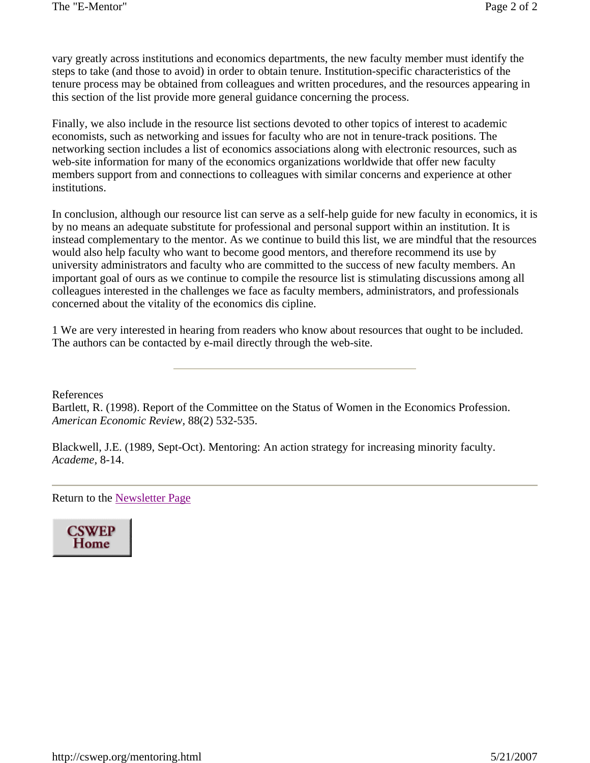vary greatly across institutions and economics departments, the new faculty member must identify the steps to take (and those to avoid) in order to obtain tenure. Institution-specific characteristics of the tenure process may be obtained from colleagues and written procedures, and the resources appearing in this section of the list provide more general guidance concerning the process.

Finally, we also include in the resource list sections devoted to other topics of interest to academic economists, such as networking and issues for faculty who are not in tenure-track positions. The networking section includes a list of economics associations along with electronic resources, such as web-site information for many of the economics organizations worldwide that offer new faculty members support from and connections to colleagues with similar concerns and experience at other institutions.

In conclusion, although our resource list can serve as a self-help guide for new faculty in economics, it is by no means an adequate substitute for professional and personal support within an institution. It is instead complementary to the mentor. As we continue to build this list, we are mindful that the resources would also help faculty who want to become good mentors, and therefore recommend its use by university administrators and faculty who are committed to the success of new faculty members. An important goal of ours as we continue to compile the resource list is stimulating discussions among all colleagues interested in the challenges we face as faculty members, administrators, and professionals concerned about the vitality of the economics dis cipline.

1 We are very interested in hearing from readers who know about resources that ought to be included. The authors can be contacted by e-mail directly through the web-site.

---

References

Bartlett, R. (1998). Report of the Committee on the Status of Women in the Economics Profession. *American Economic Review,* 88(2) 532-535.

Blackwell, J.E. (1989, Sept-Oct). Mentoring: An action strategy for increasing minority faculty. *Academe,* 8-14.

---

Return to the Newsletter Page

CSWEP Home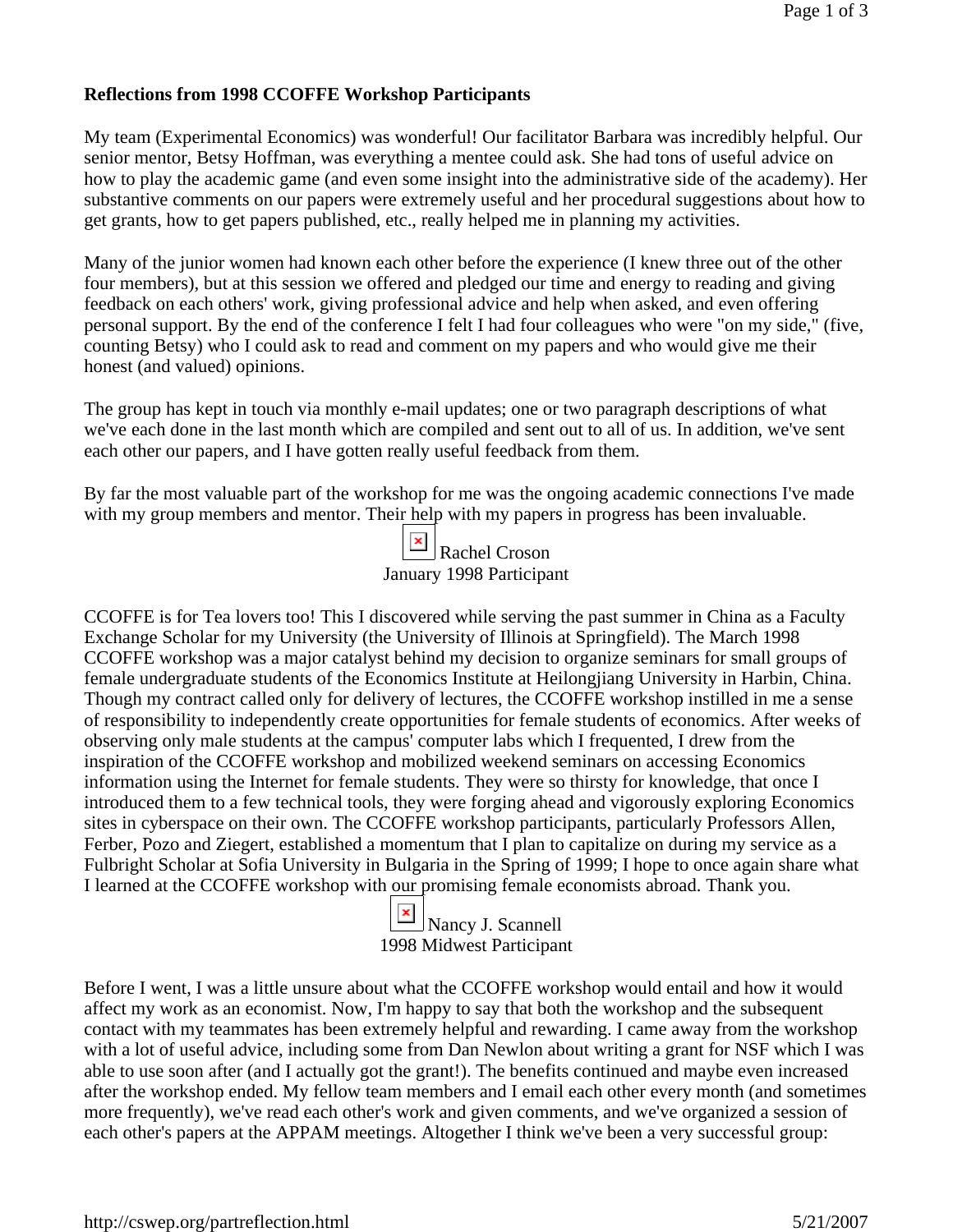**Reflections from 1998 CCOFFE Workshop Participants**

My team (Experimental Economics) was wonderful! Our facilitator Barbara was incredibly helpful. Our senior mentor, Betsy Hoffman, was everything a mentee could ask. She had tons of useful advice on how to play the academic game (and even some insight into the administrative side of the academy). Her substantive comments on our papers were extremely useful and her procedural suggestions about how to get grants, how to get papers published, etc., really helped me in planning my activities.

Many of the junior women had known each other before the experience (I knew three out of the other four members), but at this session we offered and pledged our time and energy to reading and giving feedback on each others' work, giving professional advice and help when asked, and even offering personal support. By the end of the conference I felt I had four colleagues who were "on my side," (five, counting Betsy) who I could ask to read and comment on my papers and who would give me their honest (and valued) opinions.

The group has kept in touch via monthly e-mail updates; one or two paragraph descriptions of what we've each done in the last month which are compiled and sent out to all of us. In addition, we've sent each other our papers, and I have gotten really useful feedback from them.

By far the most valuable part of the workshop for me was the ongoing academic connections I've made with my group members and mentor. Their help with my papers in progress has been invaluable.

Rachel Croson
January 1998 Participant

CCOFFE is for Tea lovers too! This I discovered while serving the past summer in China as a Faculty Exchange Scholar for my University (the University of Illinois at Springfield). The March 1998 CCOFFE workshop was a major catalyst behind my decision to organize seminars for small groups of female undergraduate students of the Economics Institute at Heilongjiang University in Harbin, China. Though my contract called only for delivery of lectures, the CCOFFE workshop instilled in me a sense of responsibility to independently create opportunities for female students of economics. After weeks of observing only male students at the campus' computer labs which I frequented, I drew from the inspiration of the CCOFFE workshop and mobilized weekend seminars on accessing Economics information using the Internet for female students. They were so thirsty for knowledge, that once I introduced them to a few technical tools, they were forging ahead and vigorously exploring Economics sites in cyberspace on their own. The CCOFFE workshop participants, particularly Professors Allen, Ferber, Pozo and Ziegert, established a momentum that I plan to capitalize on during my service as a Fulbright Scholar at Sofia University in Bulgaria in the Spring of 1999; I hope to once again share what I learned at the CCOFFE workshop with our promising female economists abroad. Thank you.

Nancy J. Scannell
1998 Midwest Participant

Before I went, I was a little unsure about what the CCOFFE workshop would entail and how it would affect my work as an economist. Now, I'm happy to say that both the workshop and the subsequent contact with my teammates has been extremely helpful and rewarding. I came away from the workshop with a lot of useful advice, including some from Dan Newlon about writing a grant for NSF which I was able to use soon after (and I actually got the grant!). The benefits continued and maybe even increased after the workshop ended. My fellow team members and I email each other every month (and sometimes more frequently), we've read each other's work and given comments, and we've organized a session of each other's papers at the APPAM meetings. Altogether I think we've been a very successful group: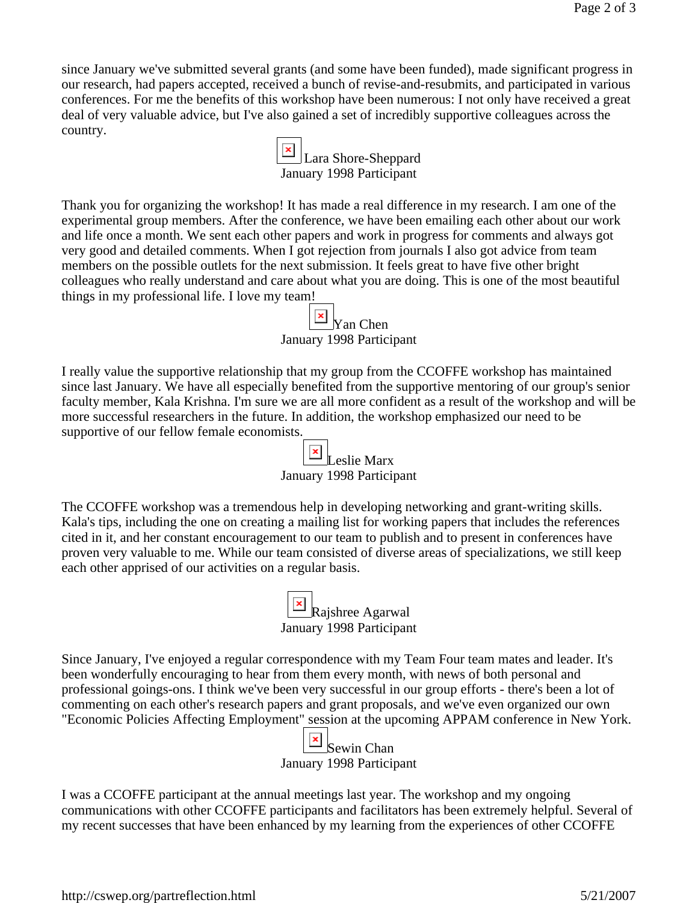since January we've submitted several grants (and some have been funded), made significant progress in our research, had papers accepted, received a bunch of revise-and-resubmits, and participated in various conferences. For me the benefits of this workshop have been numerous: I not only have received a great deal of very valuable advice, but I've also gained a set of incredibly supportive colleagues across the country.

Lara Shore-Sheppard
January 1998 Participant

Thank you for organizing the workshop! It has made a real difference in my research. I am one of the experimental group members. After the conference, we have been emailing each other about our work and life once a month. We sent each other papers and work in progress for comments and always got very good and detailed comments. When I got rejection from journals I also got advice from team members on the possible outlets for the next submission. It feels great to have five other bright colleagues who really understand and care about what you are doing. This is one of the most beautiful things in my professional life. I love my team!

Yan Chen
January 1998 Participant

I really value the supportive relationship that my group from the CCOFFE workshop has maintained since last January. We have all especially benefited from the supportive mentoring of our group's senior faculty member, Kala Krishna. I'm sure we are all more confident as a result of the workshop and will be more successful researchers in the future. In addition, the workshop emphasized our need to be supportive of our fellow female economists.

Leslie Marx
January 1998 Participant

The CCOFFE workshop was a tremendous help in developing networking and grant-writing skills. Kala's tips, including the one on creating a mailing list for working papers that includes the references cited in it, and her constant encouragement to our team to publish and to present in conferences have proven very valuable to me. While our team consisted of diverse areas of specializations, we still keep each other apprised of our activities on a regular basis.

Rajshree Agarwal
January 1998 Participant

Since January, I've enjoyed a regular correspondence with my Team Four team mates and leader. It's been wonderfully encouraging to hear from them every month, with news of both personal and professional goings-ons. I think we've been very successful in our group efforts - there's been a lot of commenting on each other's research papers and grant proposals, and we've even organized our own "Economic Policies Affecting Employment" session at the upcoming APPAM conference in New York.

Sewin Chan
January 1998 Participant

I was a CCOFFE participant at the annual meetings last year. The workshop and my ongoing communications with other CCOFFE participants and facilitators has been extremely helpful. Several of my recent successes that have been enhanced by my learning from the experiences of other CCOFFE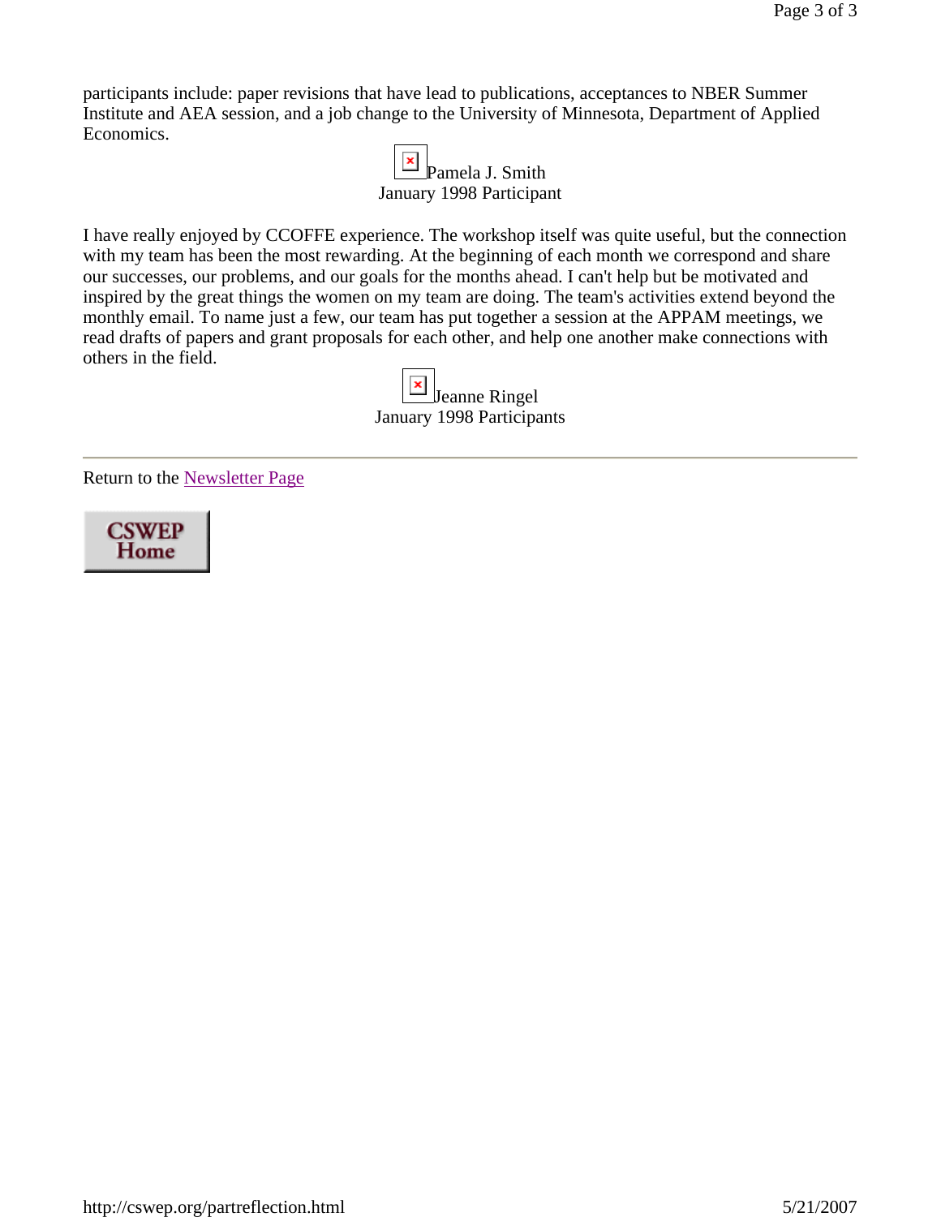participants include: paper revisions that have lead to publications, acceptances to NBER Summer Institute and AEA session, and a job change to the University of Minnesota, Department of Applied Economics.

Pamela J. Smith
January 1998 Participant

I have really enjoyed by CCOFFE experience. The workshop itself was quite useful, but the connection with my team has been the most rewarding. At the beginning of each month we correspond and share our successes, our problems, and our goals for the months ahead. I can't help but be motivated and inspired by the great things the women on my team are doing. The team's activities extend beyond the monthly email. To name just a few, our team has put together a session at the APPAM meetings, we read drafts of papers and grant proposals for each other, and help one another make connections with others in the field.

Jeanne Ringel
January 1998 Participants

---

Return to the Newsletter Page

CSWEP Home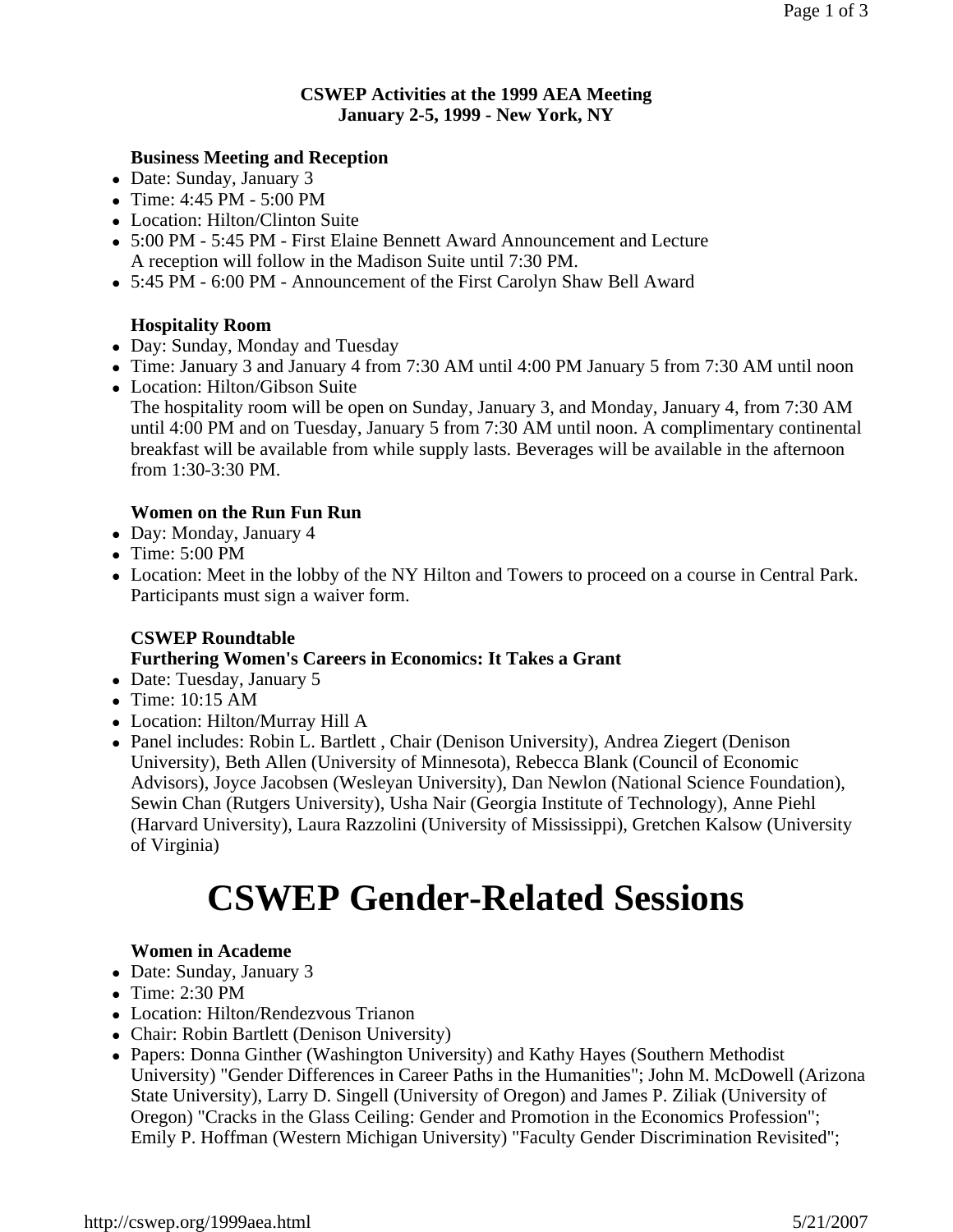**CSWEP Activities at the 1999 AEA Meeting**
**January 2-5, 1999 - New York, NY**

### Business Meeting and Reception

- Date: Sunday, January 3
- Time: 4:45 PM - 5:00 PM
- Location: Hilton/Clinton Suite
- 5:00 PM - 5:45 PM - First Elaine Bennett Award Announcement and Lecture
  A reception will follow in the Madison Suite until 7:30 PM.
- 5:45 PM - 6:00 PM - Announcement of the First Carolyn Shaw Bell Award

### Hospitality Room

- Day: Sunday, Monday and Tuesday
- Time: January 3 and January 4 from 7:30 AM until 4:00 PM January 5 from 7:30 AM until noon
- Location: Hilton/Gibson Suite
  The hospitality room will be open on Sunday, January 3, and Monday, January 4, from 7:30 AM until 4:00 PM and on Tuesday, January 5 from 7:30 AM until noon. A complimentary continental breakfast will be available from while supply lasts. Beverages will be available in the afternoon from 1:30-3:30 PM.

### Women on the Run Fun Run

- Day: Monday, January 4
- Time: 5:00 PM
- Location: Meet in the lobby of the NY Hilton and Towers to proceed on a course in Central Park. Participants must sign a waiver form.

### CSWEP Roundtable
### Furthering Women's Careers in Economics: It Takes a Grant

- Date: Tuesday, January 5
- Time: 10:15 AM
- Location: Hilton/Murray Hill A
- Panel includes: Robin L. Bartlett , Chair (Denison University), Andrea Ziegert (Denison University), Beth Allen (University of Minnesota), Rebecca Blank (Council of Economic Advisors), Joyce Jacobsen (Wesleyan University), Dan Newlon (National Science Foundation), Sewin Chan (Rutgers University), Usha Nair (Georgia Institute of Technology), Anne Piehl (Harvard University), Laura Razzolini (University of Mississippi), Gretchen Kalsow (University of Virginia)

# CSWEP Gender-Related Sessions

### Women in Academe

- Date: Sunday, January 3
- Time: 2:30 PM
- Location: Hilton/Rendezvous Trianon
- Chair: Robin Bartlett (Denison University)
- Papers: Donna Ginther (Washington University) and Kathy Hayes (Southern Methodist University) "Gender Differences in Career Paths in the Humanities"; John M. McDowell (Arizona State University), Larry D. Singell (University of Oregon) and James P. Ziliak (University of Oregon) "Cracks in the Glass Ceiling: Gender and Promotion in the Economics Profession"; Emily P. Hoffman (Western Michigan University) "Faculty Gender Discrimination Revisited";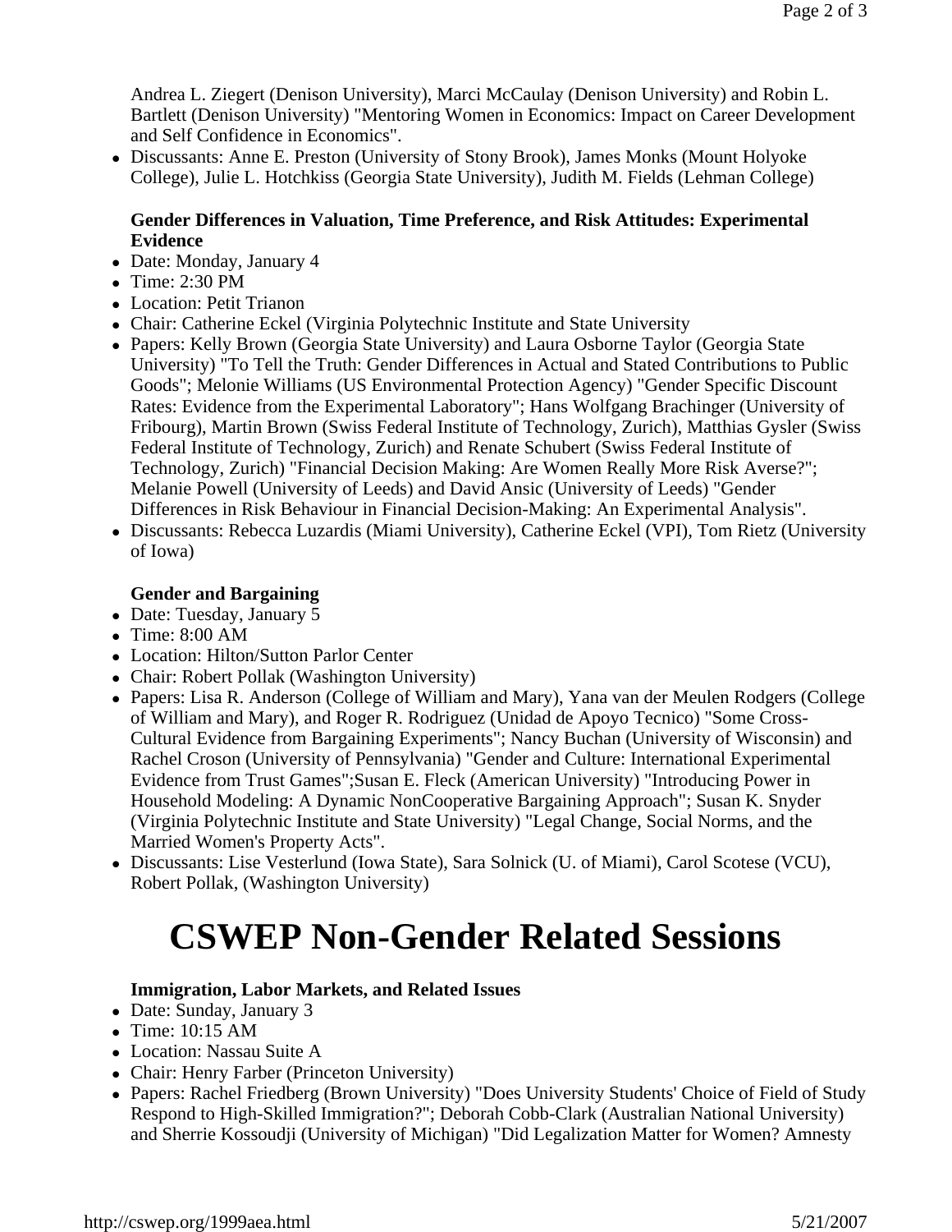Andrea L. Ziegert (Denison University), Marci McCaulay (Denison University) and Robin L. Bartlett (Denison University) "Mentoring Women in Economics: Impact on Career Development and Self Confidence in Economics".

- Discussants: Anne E. Preston (University of Stony Brook), James Monks (Mount Holyoke College), Julie L. Hotchkiss (Georgia State University), Judith M. Fields (Lehman College)

**Gender Differences in Valuation, Time Preference, and Risk Attitudes: Experimental Evidence**

- Date: Monday, January 4
- Time: 2:30 PM
- Location: Petit Trianon
- Chair: Catherine Eckel (Virginia Polytechnic Institute and State University
- Papers: Kelly Brown (Georgia State University) and Laura Osborne Taylor (Georgia State University) "To Tell the Truth: Gender Differences in Actual and Stated Contributions to Public Goods"; Melonie Williams (US Environmental Protection Agency) "Gender Specific Discount Rates: Evidence from the Experimental Laboratory"; Hans Wolfgang Brachinger (University of Fribourg), Martin Brown (Swiss Federal Institute of Technology, Zurich), Matthias Gysler (Swiss Federal Institute of Technology, Zurich) and Renate Schubert (Swiss Federal Institute of Technology, Zurich) "Financial Decision Making: Are Women Really More Risk Averse?"; Melanie Powell (University of Leeds) and David Ansic (University of Leeds) "Gender Differences in Risk Behaviour in Financial Decision-Making: An Experimental Analysis".
- Discussants: Rebecca Luzardis (Miami University), Catherine Eckel (VPI), Tom Rietz (University of Iowa)

**Gender and Bargaining**

- Date: Tuesday, January 5
- Time: 8:00 AM
- Location: Hilton/Sutton Parlor Center
- Chair: Robert Pollak (Washington University)
- Papers: Lisa R. Anderson (College of William and Mary), Yana van der Meulen Rodgers (College of William and Mary), and Roger R. Rodriguez (Unidad de Apoyo Tecnico) "Some Cross-Cultural Evidence from Bargaining Experiments"; Nancy Buchan (University of Wisconsin) and Rachel Croson (University of Pennsylvania) "Gender and Culture: International Experimental Evidence from Trust Games";Susan E. Fleck (American University) "Introducing Power in Household Modeling: A Dynamic NonCooperative Bargaining Approach"; Susan K. Snyder (Virginia Polytechnic Institute and State University) "Legal Change, Social Norms, and the Married Women's Property Acts".
- Discussants: Lise Vesterlund (Iowa State), Sara Solnick (U. of Miami), Carol Scotese (VCU), Robert Pollak, (Washington University)

# CSWEP Non-Gender Related Sessions

**Immigration, Labor Markets, and Related Issues**

- Date: Sunday, January 3
- Time: 10:15 AM
- Location: Nassau Suite A
- Chair: Henry Farber (Princeton University)
- Papers: Rachel Friedberg (Brown University) "Does University Students' Choice of Field of Study Respond to High-Skilled Immigration?"; Deborah Cobb-Clark (Australian National University) and Sherrie Kossoudji (University of Michigan) "Did Legalization Matter for Women? Amnesty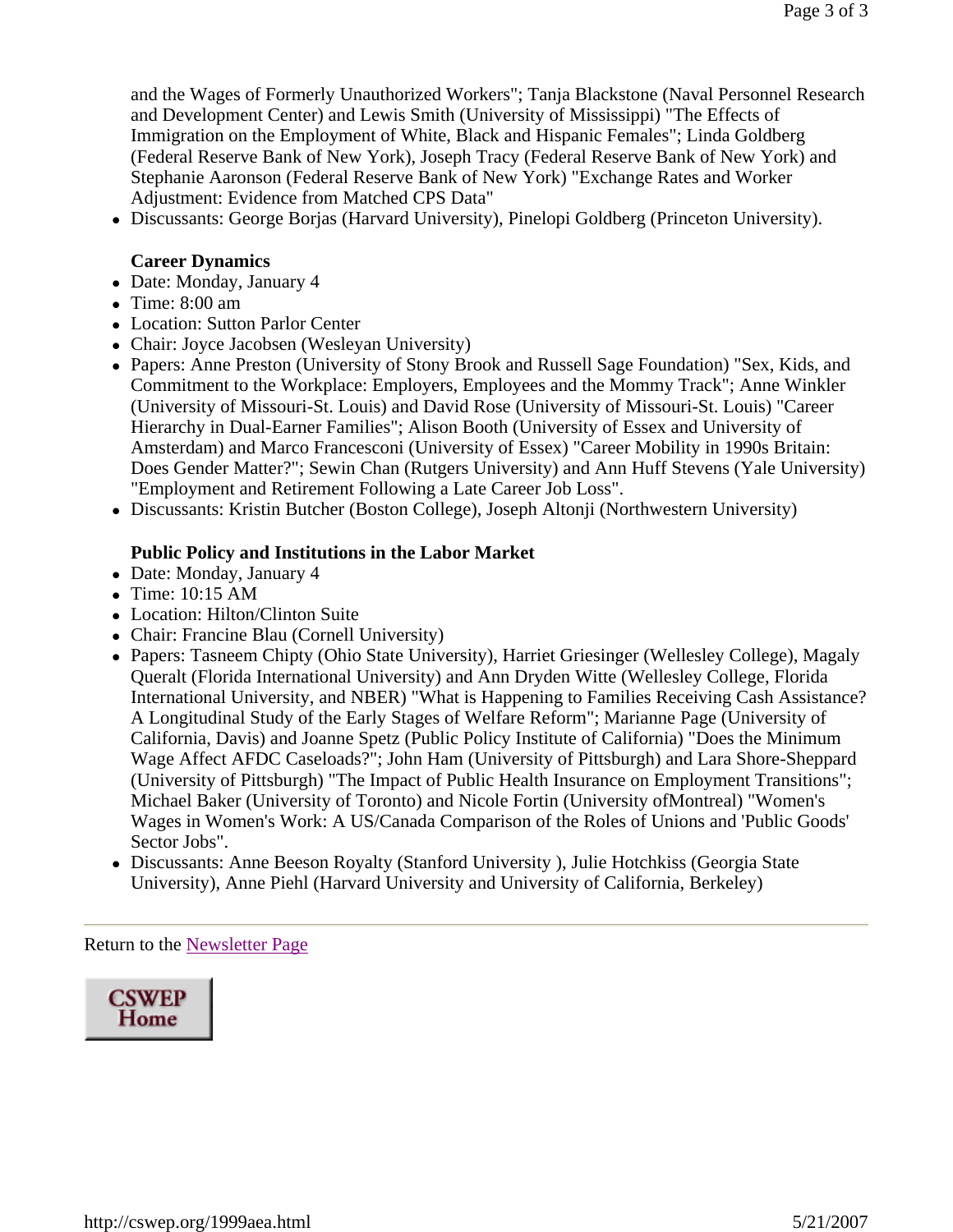and the Wages of Formerly Unauthorized Workers"; Tanja Blackstone (Naval Personnel Research and Development Center) and Lewis Smith (University of Mississippi) "The Effects of Immigration on the Employment of White, Black and Hispanic Females"; Linda Goldberg (Federal Reserve Bank of New York), Joseph Tracy (Federal Reserve Bank of New York) and Stephanie Aaronson (Federal Reserve Bank of New York) "Exchange Rates and Worker Adjustment: Evidence from Matched CPS Data"

- Discussants: George Borjas (Harvard University), Pinelopi Goldberg (Princeton University).

**Career Dynamics**

- Date: Monday, January 4
- Time: 8:00 am
- Location: Sutton Parlor Center
- Chair: Joyce Jacobsen (Wesleyan University)
- Papers: Anne Preston (University of Stony Brook and Russell Sage Foundation) "Sex, Kids, and Commitment to the Workplace: Employers, Employees and the Mommy Track"; Anne Winkler (University of Missouri-St. Louis) and David Rose (University of Missouri-St. Louis) "Career Hierarchy in Dual-Earner Families"; Alison Booth (University of Essex and University of Amsterdam) and Marco Francesconi (University of Essex) "Career Mobility in 1990s Britain: Does Gender Matter?"; Sewin Chan (Rutgers University) and Ann Huff Stevens (Yale University) "Employment and Retirement Following a Late Career Job Loss".
- Discussants: Kristin Butcher (Boston College), Joseph Altonji (Northwestern University)

**Public Policy and Institutions in the Labor Market**

- Date: Monday, January 4
- Time: 10:15 AM
- Location: Hilton/Clinton Suite
- Chair: Francine Blau (Cornell University)
- Papers: Tasneem Chipty (Ohio State University), Harriet Griesinger (Wellesley College), Magaly Queralt (Florida International University) and Ann Dryden Witte (Wellesley College, Florida International University, and NBER) "What is Happening to Families Receiving Cash Assistance? A Longitudinal Study of the Early Stages of Welfare Reform"; Marianne Page (University of California, Davis) and Joanne Spetz (Public Policy Institute of California) "Does the Minimum Wage Affect AFDC Caseloads?"; John Ham (University of Pittsburgh) and Lara Shore-Sheppard (University of Pittsburgh) "The Impact of Public Health Insurance on Employment Transitions"; Michael Baker (University of Toronto) and Nicole Fortin (University ofMontreal) "Women's Wages in Women's Work: A US/Canada Comparison of the Roles of Unions and 'Public Goods' Sector Jobs".
- Discussants: Anne Beeson Royalty (Stanford University ), Julie Hotchkiss (Georgia State University), Anne Piehl (Harvard University and University of California, Berkeley)

---

Return to the Newsletter Page

CSWEP Home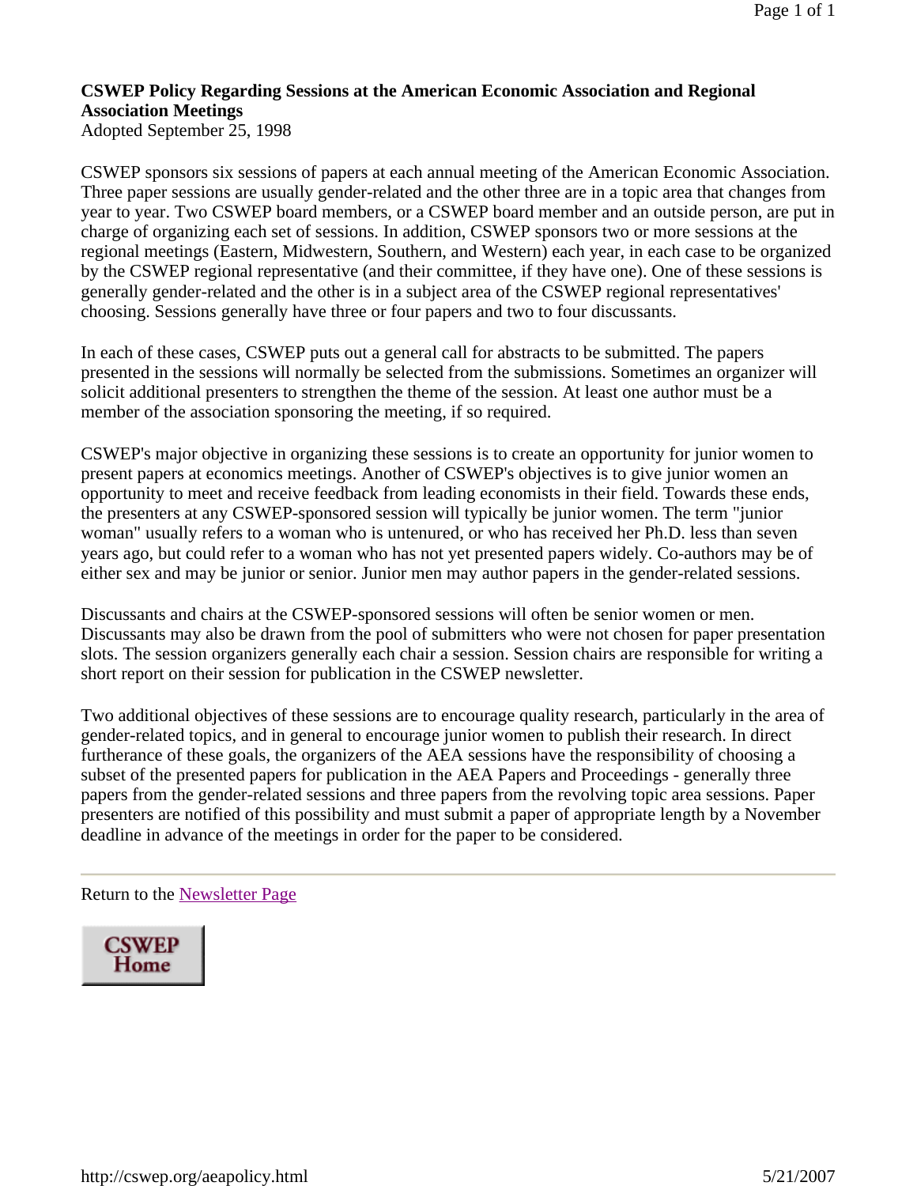**CSWEP Policy Regarding Sessions at the American Economic Association and Regional Association Meetings**
Adopted September 25, 1998

CSWEP sponsors six sessions of papers at each annual meeting of the American Economic Association. Three paper sessions are usually gender-related and the other three are in a topic area that changes from year to year. Two CSWEP board members, or a CSWEP board member and an outside person, are put in charge of organizing each set of sessions. In addition, CSWEP sponsors two or more sessions at the regional meetings (Eastern, Midwestern, Southern, and Western) each year, in each case to be organized by the CSWEP regional representative (and their committee, if they have one). One of these sessions is generally gender-related and the other is in a subject area of the CSWEP regional representatives' choosing. Sessions generally have three or four papers and two to four discussants.

In each of these cases, CSWEP puts out a general call for abstracts to be submitted. The papers presented in the sessions will normally be selected from the submissions. Sometimes an organizer will solicit additional presenters to strengthen the theme of the session. At least one author must be a member of the association sponsoring the meeting, if so required.

CSWEP's major objective in organizing these sessions is to create an opportunity for junior women to present papers at economics meetings. Another of CSWEP's objectives is to give junior women an opportunity to meet and receive feedback from leading economists in their field. Towards these ends, the presenters at any CSWEP-sponsored session will typically be junior women. The term "junior woman" usually refers to a woman who is untenured, or who has received her Ph.D. less than seven years ago, but could refer to a woman who has not yet presented papers widely. Co-authors may be of either sex and may be junior or senior. Junior men may author papers in the gender-related sessions.

Discussants and chairs at the CSWEP-sponsored sessions will often be senior women or men. Discussants may also be drawn from the pool of submitters who were not chosen for paper presentation slots. The session organizers generally each chair a session. Session chairs are responsible for writing a short report on their session for publication in the CSWEP newsletter.

Two additional objectives of these sessions are to encourage quality research, particularly in the area of gender-related topics, and in general to encourage junior women to publish their research. In direct furtherance of these goals, the organizers of the AEA sessions have the responsibility of choosing a subset of the presented papers for publication in the AEA Papers and Proceedings - generally three papers from the gender-related sessions and three papers from the revolving topic area sessions. Paper presenters are notified of this possibility and must submit a paper of appropriate length by a November deadline in advance of the meetings in order for the paper to be considered.

---

Return to the Newsletter Page

CSWEP Home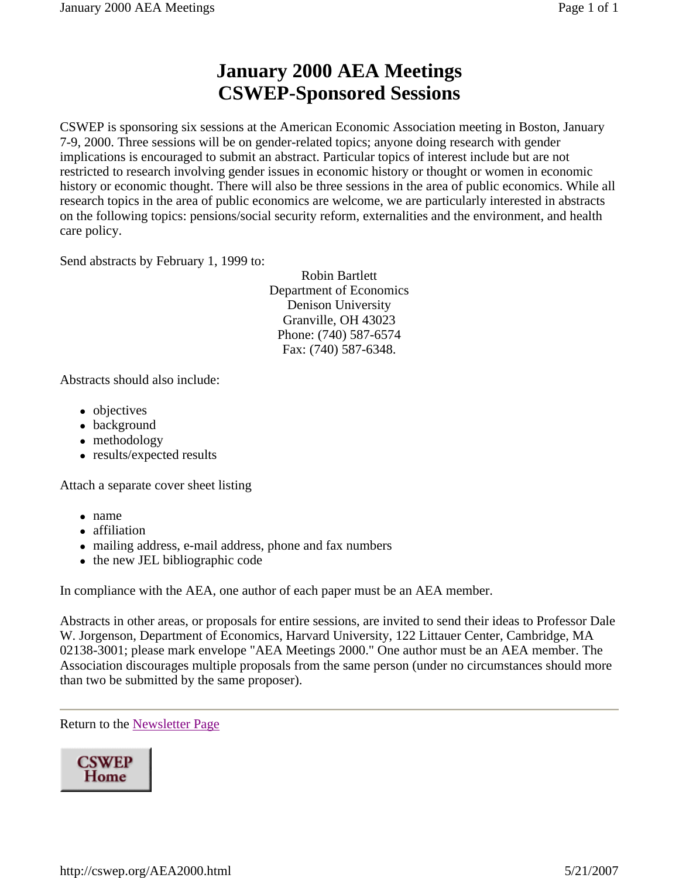# January 2000 AEA Meetings
# CSWEP-Sponsored Sessions

CSWEP is sponsoring six sessions at the American Economic Association meeting in Boston, January 7-9, 2000. Three sessions will be on gender-related topics; anyone doing research with gender implications is encouraged to submit an abstract. Particular topics of interest include but are not restricted to research involving gender issues in economic history or thought or women in economic history or economic thought. There will also be three sessions in the area of public economics. While all research topics in the area of public economics are welcome, we are particularly interested in abstracts on the following topics: pensions/social security reform, externalities and the environment, and health care policy.

Send abstracts by February 1, 1999 to:

Robin Bartlett
Department of Economics
Denison University
Granville, OH 43023
Phone: (740) 587-6574
Fax: (740) 587-6348.

Abstracts should also include:

- objectives
- background
- methodology
- results/expected results

Attach a separate cover sheet listing

- name
- affiliation
- mailing address, e-mail address, phone and fax numbers
- the new JEL bibliographic code

In compliance with the AEA, one author of each paper must be an AEA member.

Abstracts in other areas, or proposals for entire sessions, are invited to send their ideas to Professor Dale W. Jorgenson, Department of Economics, Harvard University, 122 Littauer Center, Cambridge, MA 02138-3001; please mark envelope "AEA Meetings 2000." One author must be an AEA member. The Association discourages multiple proposals from the same person (under no circumstances should more than two be submitted by the same proposer).

---

Return to the Newsletter Page

CSWEP Home